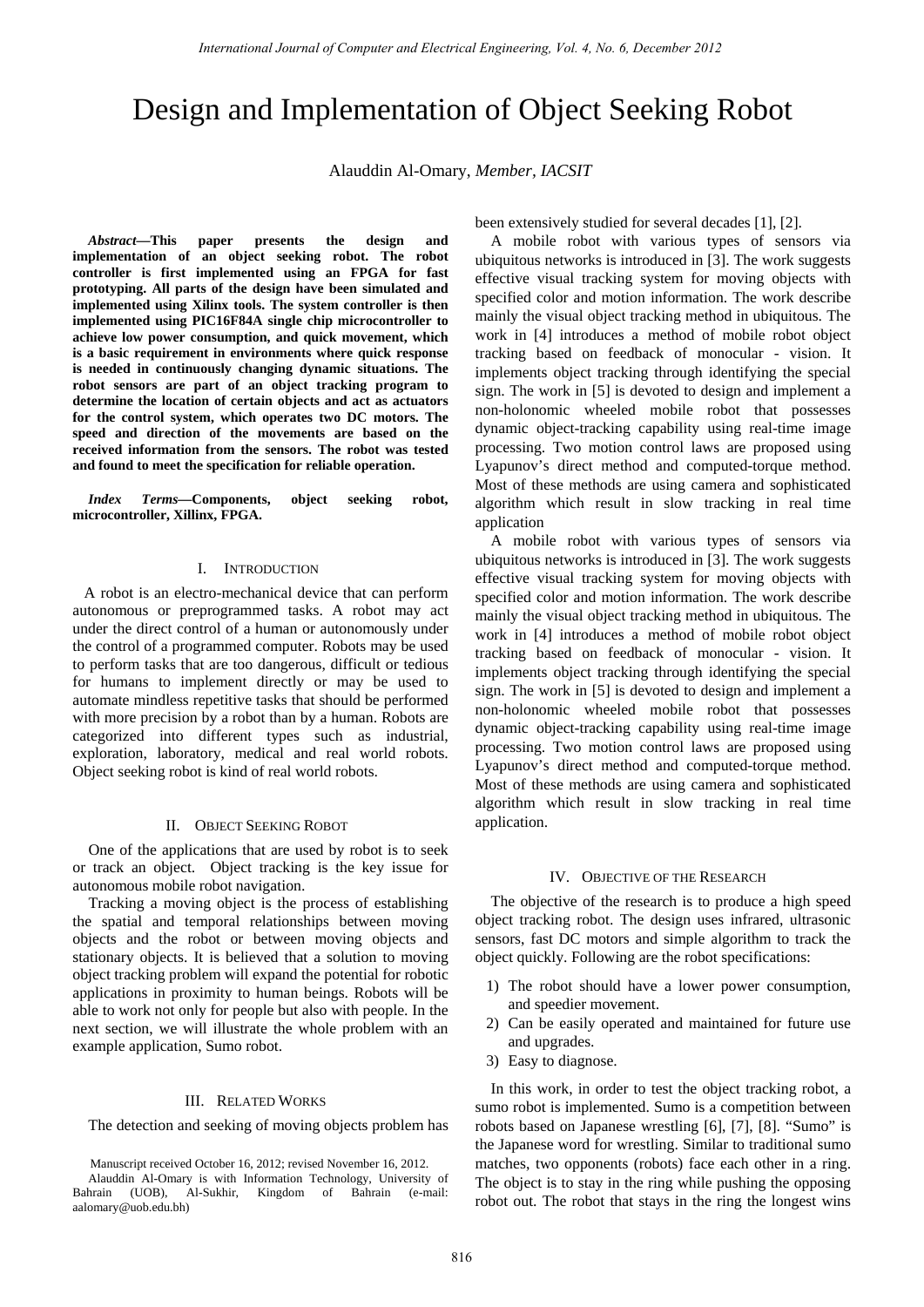# Design and Implementation of Object Seeking Robot

Alauddin Al-Omary, *Member, IACSIT*

***Abstract*—This paper presents the design and implementation of an object seeking robot. The robot controller is first implemented using an FPGA for fast prototyping. All parts of the design have been simulated and implemented using Xilinx tools. The system controller is then implemented using PIC16F84A single chip microcontroller to achieve low power consumption, and quick movement, which is a basic requirement in environments where quick response is needed in continuously changing dynamic situations. The robot sensors are part of an object tracking program to determine the location of certain objects and act as actuators for the control system, which operates two DC motors. The speed and direction of the movements are based on the received information from the sensors. The robot was tested and found to meet the specification for reliable operation.**

***Index Terms*—Components, object seeking robot, microcontroller, Xillinx, FPGA.**

## I. Introduction

A robot is an electro-mechanical device that can perform autonomous or preprogrammed tasks. A robot may act under the direct control of a human or autonomously under the control of a programmed computer. Robots may be used to perform tasks that are too dangerous, difficult or tedious for humans to implement directly or may be used to automate mindless repetitive tasks that should be performed with more precision by a robot than by a human. Robots are categorized into different types such as industrial, exploration, laboratory, medical and real world robots. Object seeking robot is kind of real world robots.

## II. Object Seeking Robot

One of the applications that are used by robot is to seek or track an object. Object tracking is the key issue for autonomous mobile robot navigation.

Tracking a moving object is the process of establishing the spatial and temporal relationships between moving objects and the robot or between moving objects and stationary objects. It is believed that a solution to moving object tracking problem will expand the potential for robotic applications in proximity to human beings. Robots will be able to work not only for people but also with people. In the next section, we will illustrate the whole problem with an example application, Sumo robot.

## III. Related Works

The detection and seeking of moving objects problem has been extensively studied for several decades [1], [2].

A mobile robot with various types of sensors via ubiquitous networks is introduced in [3]. The work suggests effective visual tracking system for moving objects with specified color and motion information. The work describe mainly the visual object tracking method in ubiquitous. The work in [4] introduces a method of mobile robot object tracking based on feedback of monocular - vision. It implements object tracking through identifying the special sign. The work in [5] is devoted to design and implement a non-holonomic wheeled mobile robot that possesses dynamic object-tracking capability using real-time image processing. Two motion control laws are proposed using Lyapunov's direct method and computed-torque method. Most of these methods are using camera and sophisticated algorithm which result in slow tracking in real time application

A mobile robot with various types of sensors via ubiquitous networks is introduced in [3]. The work suggests effective visual tracking system for moving objects with specified color and motion information. The work describe mainly the visual object tracking method in ubiquitous. The work in [4] introduces a method of mobile robot object tracking based on feedback of monocular - vision. It implements object tracking through identifying the special sign. The work in [5] is devoted to design and implement a non-holonomic wheeled mobile robot that possesses dynamic object-tracking capability using real-time image processing. Two motion control laws are proposed using Lyapunov's direct method and computed-torque method. Most of these methods are using camera and sophisticated algorithm which result in slow tracking in real time application.

## IV. Objective of the Research

The objective of the research is to produce a high speed object tracking robot. The design uses infrared, ultrasonic sensors, fast DC motors and simple algorithm to track the object quickly. Following are the robot specifications:

1) The robot should have a lower power consumption, and speedier movement.
2) Can be easily operated and maintained for future use and upgrades.
3) Easy to diagnose.

In this work, in order to test the object tracking robot, a sumo robot is implemented. Sumo is a competition between robots based on Japanese wrestling [6], [7], [8]. "Sumo" is the Japanese word for wrestling. Similar to traditional sumo matches, two opponents (robots) face each other in a ring. The object is to stay in the ring while pushing the opposing robot out. The robot that stays in the ring the longest wins

Manuscript received October 16, 2012; revised November 16, 2012.

Alauddin Al-Omary is with Information Technology, University of Bahrain (UOB), Al-Sukhir, Kingdom of Bahrain (e-mail: aalomary@uob.edu.bh)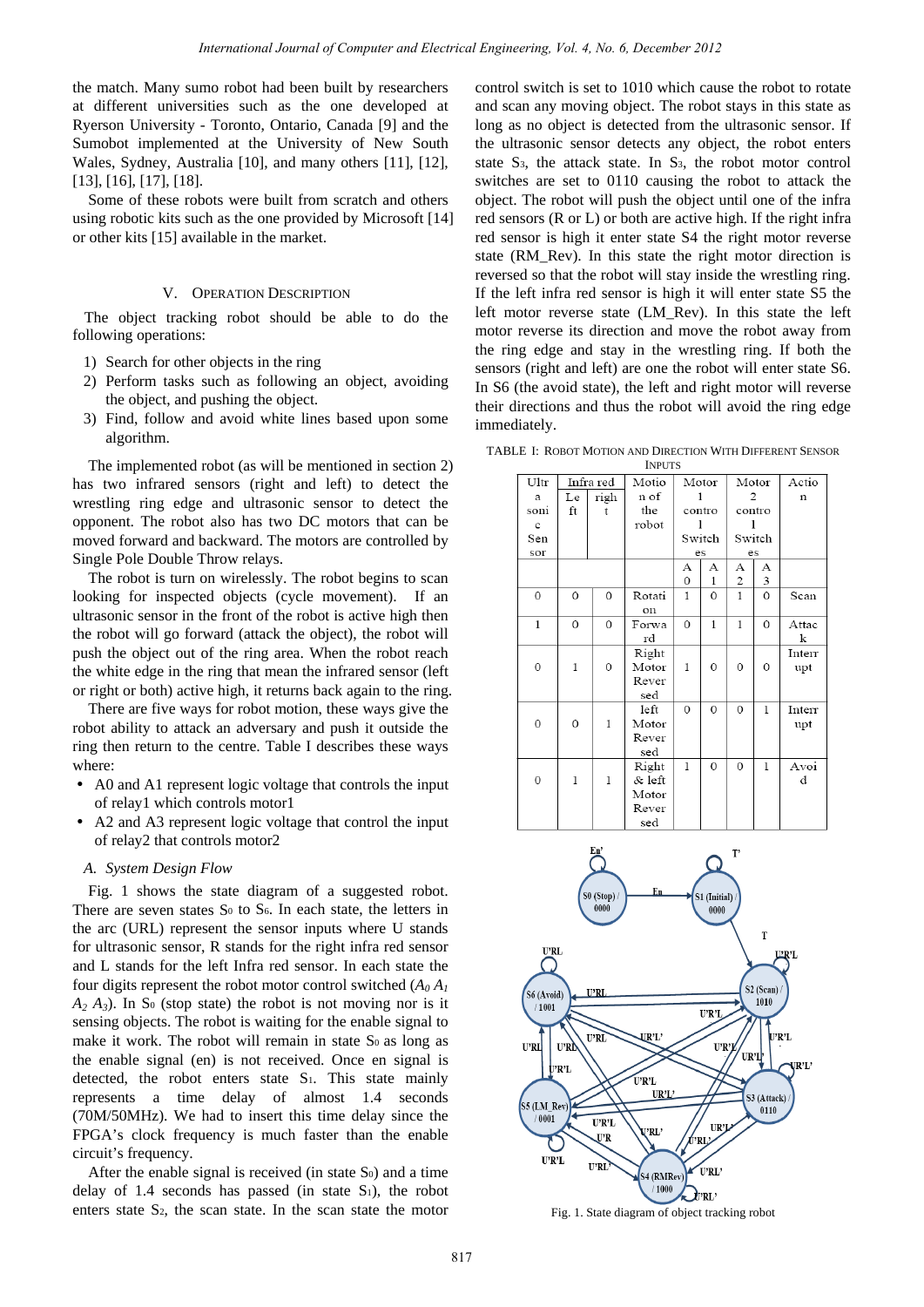the match. Many sumo robot had been built by researchers at different universities such as the one developed at Ryerson University - Toronto, Ontario, Canada [9] and the Sumobot implemented at the University of New South Wales, Sydney, Australia [10], and many others [11], [12], [13], [16], [17], [18].

Some of these robots were built from scratch and others using robotic kits such as the one provided by Microsoft [14] or other kits [15] available in the market.

## V. Operation Description

The object tracking robot should be able to do the following operations:

1) Search for other objects in the ring
2) Perform tasks such as following an object, avoiding the object, and pushing the object.
3) Find, follow and avoid white lines based upon some algorithm.

The implemented robot (as will be mentioned in section 2) has two infrared sensors (right and left) to detect the wrestling ring edge and ultrasonic sensor to detect the opponent. The robot also has two DC motors that can be moved forward and backward. The motors are controlled by Single Pole Double Throw relays.

The robot is turn on wirelessly. The robot begins to scan looking for inspected objects (cycle movement). If an ultrasonic sensor in the front of the robot is active high then the robot will go forward (attack the object), the robot will push the object out of the ring area. When the robot reach the white edge in the ring that mean the infrared sensor (left or right or both) active high, it returns back again to the ring.

There are five ways for robot motion, these ways give the robot ability to attack an adversary and push it outside the ring then return to the centre. Table I describes these ways where:

- A0 and A1 represent logic voltage that controls the input of relay1 which controls motor1
- A2 and A3 represent logic voltage that control the input of relay2 that controls motor2

### *A. System Design Flow*

Fig. 1 shows the state diagram of a suggested robot. There are seven states $S_0$ to $S_6$. In each state, the letters in the arc (URL) represent the sensor inputs where U stands for ultrasonic sensor, R stands for the right infra red sensor and L stands for the left Infra red sensor. In each state the four digits represent the robot motor control switched ($A_0$ $A_1$ $A_2$ $A_3$). In $S_0$ (stop state) the robot is not moving nor is it sensing objects. The robot is waiting for the enable signal to make it work. The robot will remain in state $S_0$ as long as the enable signal (en) is not received. Once en signal is detected, the robot enters state $S_1$. This state mainly represents a time delay of almost 1.4 seconds (70M/50MHz). We had to insert this time delay since the FPGA's clock frequency is much faster than the enable circuit's frequency.

After the enable signal is received (in state $S_0$) and a time delay of 1.4 seconds has passed (in state $S_1$), the robot enters state $S_2$, the scan state. In the scan state the motor control switch is set to 1010 which cause the robot to rotate and scan any moving object. The robot stays in this state as long as no object is detected from the ultrasonic sensor. If the ultrasonic sensor detects any object, the robot enters state $S_3$, the attack state. In $S_3$, the robot motor control switches are set to 0110 causing the robot to attack the object. The robot will push the object until one of the infra red sensors (R or L) or both are active high. If the right infra red sensor is high it enter state S4 the right motor reverse state (RM_Rev). In this state the right motor direction is reversed so that the robot will stay inside the wrestling ring. If the left infra red sensor is high it will enter state S5 the left motor reverse state (LM_Rev). In this state the left motor reverse its direction and move the robot away from the ring edge and stay in the wrestling ring. If both the sensors (right and left) are one the robot will enter state S6. In S6 (the avoid state), the left and right motor will reverse their directions and thus the robot will avoid the ring edge immediately.

TABLE I: Robot Motion and Direction With Different Sensor Inputs

| Ultrasonic Sensor | Infra red | | Motion of the robot | Motor 1 control Switches | | Motor 2 control Switches | | Action |
|---|---|---|---|---|---|---|---|---|
| | Left | right | | A0 | A1 | A2 | A3 | |
| 0 | 0 | 0 | Rotation | 1 | 0 | 1 | 0 | Scan |
| 1 | 0 | 0 | Forward | 0 | 1 | 1 | 0 | Attack |
| 0 | 1 | 0 | Right Motor Reversed | 1 | 0 | 0 | 0 | Interrupt |
| 0 | 0 | 1 | left Motor Reversed | 0 | 0 | 0 | 1 | Interrupt |
| 0 | 1 | 1 | Right & left Motor Reversed | 1 | 0 | 0 | 1 | Avoid |

Fig. 1. State diagram of object tracking robot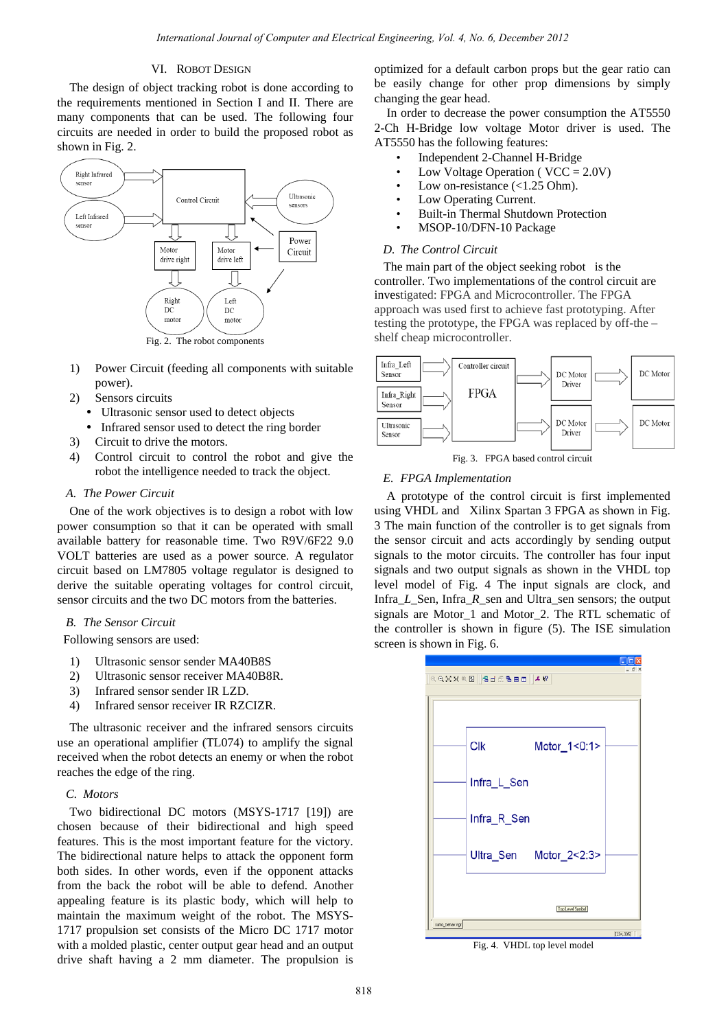## VI. Robot Design

The design of object tracking robot is done according to the requirements mentioned in Section I and II. There are many components that can be used. The following four circuits are needed in order to build the proposed robot as shown in Fig. 2.

Fig. 2. The robot components

1) Power Circuit (feeding all components with suitable power).
2) Sensors circuits
   - Ultrasonic sensor used to detect objects
   - Infrared sensor used to detect the ring border
3) Circuit to drive the motors.
4) Control circuit to control the robot and give the robot the intelligence needed to track the object.

### *A. The Power Circuit*

One of the work objectives is to design a robot with low power consumption so that it can be operated with small available battery for reasonable time. Two R9V/6F22 9.0 VOLT batteries are used as a power source. A regulator circuit based on LM7805 voltage regulator is designed to derive the suitable operating voltages for control circuit, sensor circuits and the two DC motors from the batteries.

### *B. The Sensor Circuit*

Following sensors are used:

1) Ultrasonic sensor sender MA40B8S
2) Ultrasonic sensor receiver MA40B8R.
3) Infrared sensor sender IR LZD.
4) Infrared sensor receiver IR RZCIZR.

The ultrasonic receiver and the infrared sensors circuits use an operational amplifier (TL074) to amplify the signal received when the robot detects an enemy or when the robot reaches the edge of the ring.

### *C. Motors*

Two bidirectional DC motors (MSYS-1717 [19]) are chosen because of their bidirectional and high speed features. This is the most important feature for the victory. The bidirectional nature helps to attack the opponent form both sides. In other words, even if the opponent attacks from the back the robot will be able to defend. Another appealing feature is its plastic body, which will help to maintain the maximum weight of the robot. The MSYS-1717 propulsion set consists of the Micro DC 1717 motor with a molded plastic, center output gear head and an output drive shaft having a 2 mm diameter. The propulsion is optimized for a default carbon props but the gear ratio can be easily change for other prop dimensions by simply changing the gear head.

In order to decrease the power consumption the AT5550 2-Ch H-Bridge low voltage Motor driver is used. The AT5550 has the following features:

- Independent 2-Channel H-Bridge
- Low Voltage Operation ( VCC = 2.0V)
- Low on-resistance (<1.25 Ohm).
- Low Operating Current.
- Built-in Thermal Shutdown Protection
- MSOP-10/DFN-10 Package

### *D. The Control Circuit*

The main part of the object seeking robot is the controller. Two implementations of the control circuit are investigated: FPGA and Microcontroller. The FPGA approach was used first to achieve fast prototyping. After testing the prototype, the FPGA was replaced by off-the –shelf cheap microcontroller.

Fig. 3. FPGA based control circuit

### *E. FPGA Implementation*

A prototype of the control circuit is first implemented using VHDL and Xilinx Spartan 3 FPGA as shown in Fig. 3 The main function of the controller is to get signals from the sensor circuit and acts accordingly by sending output signals to the motor circuits. The controller has four input signals and two output signals as shown in the VHDL top level model of Fig. 4 The input signals are clock, and Infra_*L*_Sen, Infra_*R*_sen and Ultra_sen sensors; the output signals are Motor_1 and Motor_2. The RTL schematic of the controller is shown in figure (5). The ISE simulation screen is shown in Fig. 6.

Fig. 4. VHDL top level model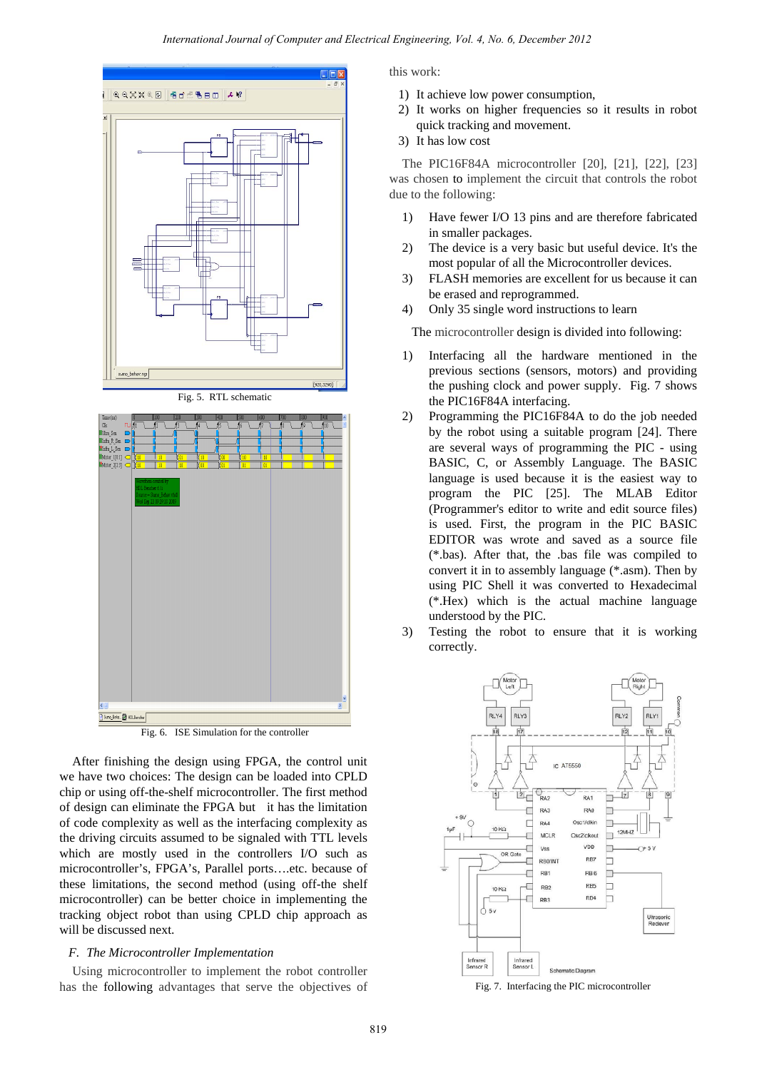Fig. 5. RTL schematic

Fig. 6. ISE Simulation for the controller

After finishing the design using FPGA, the control unit we have two choices: The design can be loaded into CPLD chip or using off-the-shelf microcontroller. The first method of design can eliminate the FPGA but it has the limitation of the code complexity as well as the interfacing complexity as the driving circuits assumed to be signaled with TTL levels which are mostly used in the controllers I/O such as microcontroller's, FPGA's, Parallel ports….etc. because of these limitations, the second method (using off-the shelf microcontroller) can be better choice in implementing the tracking object robot than using CPLD chip approach as will be discussed next.

### *F. The Microcontroller Implementation*

Using microcontroller to implement the robot controller has the following advantages that serve the objectives of this work:

1) It achieve low power consumption,
2) It works on higher frequencies so it results in robot quick tracking and movement.
3) It has low cost

The PIC16F84A microcontroller [20], [21], [22], [23] was chosen to implement the circuit that controls the robot due to the following:

1) Have fewer I/O 13 pins and are therefore fabricated in smaller packages.
2) The device is a very basic but useful device. It's the most popular of all the Microcontroller devices.
3) FLASH memories are excellent for us because it can be erased and reprogrammed.
4) Only 35 single word instructions to learn

The microcontroller design is divided into following:

1) Interfacing all the hardware mentioned in the previous sections (sensors, motors) and providing the pushing clock and power supply. Fig. 7 shows the PIC16F84A interfacing.
2) Programming the PIC16F84A to do the job needed by the robot using a suitable program [24]. There are several ways of programming the PIC - using BASIC, C, or Assembly Language. The BASIC language is used because it is the easiest way to program the PIC [25]. The MLAB Editor (Programmer's editor to write and edit source files) is used. First, the program in the PIC BASIC EDITOR was wrote and saved as a source file (*.bas). After that, the .bas file was compiled to convert it in to assembly language (*.asm). Then by using PIC Shell it was converted to Hexadecimal (*.Hex) which is the actual machine language understood by the PIC.
3) Testing the robot to ensure that it is working correctly.

Fig. 7. Interfacing the PIC microcontroller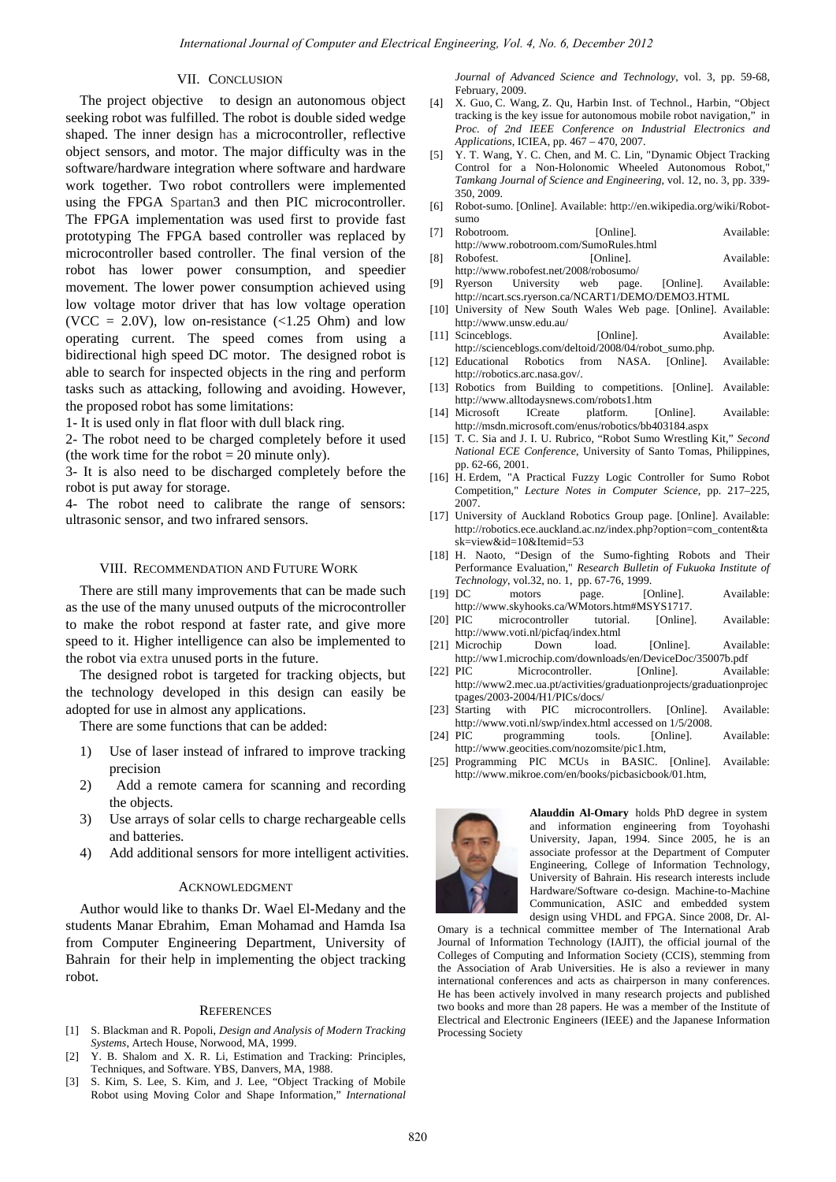## VII. CONCLUSION

The project objective to design an autonomous object seeking robot was fulfilled. The robot is double sided wedge shaped. The inner design has a microcontroller, reflective object sensors, and motor. The major difficulty was in the software/hardware integration where software and hardware work together. Two robot controllers were implemented using the FPGA Spartan3 and then PIC microcontroller. The FPGA implementation was used first to provide fast prototyping The FPGA based controller was replaced by microcontroller based controller. The final version of the robot has lower power consumption, and speedier movement. The lower power consumption achieved using low voltage motor driver that has low voltage operation (VCC = 2.0V), low on-resistance (<1.25 Ohm) and low operating current. The speed comes from using a bidirectional high speed DC motor. The designed robot is able to search for inspected objects in the ring and perform tasks such as attacking, following and avoiding. However, the proposed robot has some limitations:

1- It is used only in flat floor with dull black ring.

2- The robot need to be charged completely before it used (the work time for the robot = 20 minute only).

3- It is also need to be discharged completely before the robot is put away for storage.

4- The robot need to calibrate the range of sensors: ultrasonic sensor, and two infrared sensors.

## VIII. RECOMMENDATION AND FUTURE WORK

There are still many improvements that can be made such as the use of the many unused outputs of the microcontroller to make the robot respond at faster rate, and give more speed to it. Higher intelligence can also be implemented to the robot via extra unused ports in the future.

The designed robot is targeted for tracking objects, but the technology developed in this design can easily be adopted for use in almost any applications.

There are some functions that can be added:

1) Use of laser instead of infrared to improve tracking precision
2) Add a remote camera for scanning and recording the objects.
3) Use arrays of solar cells to charge rechargeable cells and batteries.
4) Add additional sensors for more intelligent activities.

## ACKNOWLEDGMENT

Author would like to thanks Dr. Wael El-Medany and the students Manar Ebrahim, Eman Mohamad and Hamda Isa from Computer Engineering Department, University of Bahrain for their help in implementing the object tracking robot.

## REFERENCES

[1] S. Blackman and R. Popoli, *Design and Analysis of Modern Tracking Systems*, Artech House, Norwood, MA, 1999.

[2] Y. B. Shalom and X. R. Li, Estimation and Tracking: Principles, Techniques, and Software. YBS, Danvers, MA, 1988.

[3] S. Kim, S. Lee, S. Kim, and J. Lee, "Object Tracking of Mobile Robot using Moving Color and Shape Information," *International Journal of Advanced Science and Technology*, vol. 3, pp. 59-68, February, 2009.

[4] X. Guo, C. Wang, Z. Qu, Harbin Inst. of Technol., Harbin, "Object tracking is the key issue for autonomous mobile robot navigation," in *Proc. of 2nd IEEE Conference on Industrial Electronics and Applications*, ICIEA, pp. 467 – 470, 2007.

[5] Y. T. Wang, Y. C. Chen, and M. C. Lin, "Dynamic Object Tracking Control for a Non-Holonomic Wheeled Autonomous Robot," *Tamkang Journal of Science and Engineering*, vol. 12, no. 3, pp. 339-350, 2009.

[6] Robot-sumo. [Online]. Available: http://en.wikipedia.org/wiki/Robot-sumo

[7] Robotroom. [Online]. Available: http://www.robotroom.com/SumoRules.html

[8] Robofest. [Online]. Available: http://www.robofest.net/2008/robosumo/

[9] Ryerson University web page. [Online]. Available: http://ncart.scs.ryerson.ca/NCART1/DEMO/DEMO3.HTML

[10] University of New South Wales Web page. [Online]. Available: http://www.unsw.edu.au/

[11] Scinceblogs. [Online]. Available: http://scienceblogs.com/deltoid/2008/04/robot_sumo.php.

[12] Educational Robotics from NASA. [Online]. Available: http://robotics.arc.nasa.gov/.

[13] Robotics from Building to competitions. [Online]. Available: http://www.alltodaysnews.com/robots1.htm

[14] Microsoft ICreate platform. [Online]. Available: http://msdn.microsoft.com/enus/robotics/bb403184.aspx

[15] T. C. Sia and J. I. U. Rubrico, "Robot Sumo Wrestling Kit," *Second National ECE Conference*, University of Santo Tomas, Philippines, pp. 62-66, 2001.

[16] H. Erdem, "A Practical Fuzzy Logic Controller for Sumo Robot Competition," *Lecture Notes in Computer Science*, pp. 217–225, 2007.

[17] University of Auckland Robotics Group page. [Online]. Available: http://robotics.ece.auckland.ac.nz/index.php?option=com_content&task=view&id=10&Itemid=53

[18] H. Naoto, "Design of the Sumo-fighting Robots and Their Performance Evaluation," *Research Bulletin of Fukuoka Institute of Technology*, vol.32, no. 1, pp. 67-76, 1999.

[19] DC motors page. [Online]. Available: http://www.skyhooks.ca/WMotors.htm#MSYS1717.

[20] PIC microcontroller tutorial. [Online]. Available: http://www.voti.nl/picfaq/index.html

[21] Microchip Down load. [Online]. Available: http://ww1.microchip.com/downloads/en/DeviceDoc/35007b.pdf

[22] PIC Microcontroller. [Online]. Available: http://www2.mec.ua.pt/activities/graduationprojects/graduationprojectpages/2003-2004/H1/PICs/docs/

[23] Starting with PIC microcontrollers. [Online]. Available: http://www.voti.nl/swp/index.html accessed on 1/5/2008.

[24] PIC programming tools. [Online]. Available: http://www.geocities.com/nozomsite/pic1.htm,

[25] Programming PIC MCUs in BASIC. [Online]. Available: http://www.mikroe.com/en/books/picbasicbook/01.htm,

**Alauddin Al-Omary** holds PhD degree in system and information engineering from Toyohashi University, Japan, 1994. Since 2005, he is an associate professor at the Department of Computer Engineering, College of Information Technology, University of Bahrain. His research interests include Hardware/Software co-design. Machine-to-Machine Communication, ASIC and embedded system design using VHDL and FPGA. Since 2008, Dr. Al-Omary is a technical committee member of The International Arab Journal of Information Technology (IAJIT), the official journal of the Colleges of Computing and Information Society (CCIS), stemming from the Association of Arab Universities. He is also a reviewer in many international conferences and acts as chairperson in many conferences. He has been actively involved in many research projects and published two books and more than 28 papers. He was a member of the Institute of Electrical and Electronic Engineers (IEEE) and the Japanese Information Processing Society